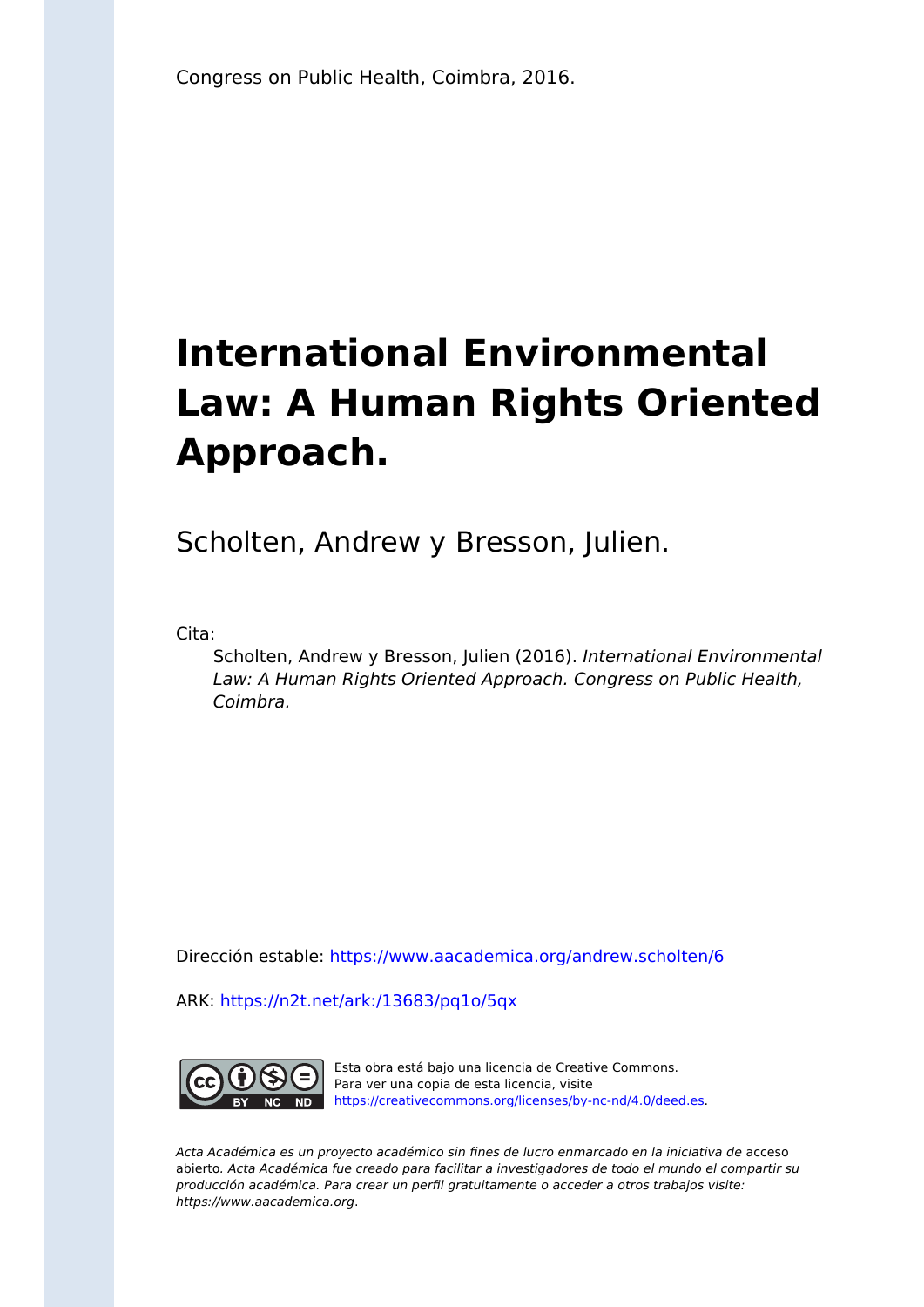Congress on Public Health, Coimbra, 2016.

# International Environmental Law: A Human Rights Oriented Approach.

Scholten, Andrew y Bresson, Julien.

Cita:

Scholten, Andrew y Bresson, Julien (2016). *International Environmental Law: A Human Rights Oriented Approach. Congress on Public Health, Coimbra.*

Dirección estable: https://www.aacademica.org/andrew.scholten/6

ARK: https://n2t.net/ark:/13683/pq1o/5qx

Esta obra está bajo una licencia de Creative Commons.
Para ver una copia de esta licencia, visite
https://creativecommons.org/licenses/by-nc-nd/4.0/deed.es.

*Acta Académica es un proyecto académico sin fines de lucro enmarcado en la iniciativa de* acceso abierto. *Acta Académica fue creado para facilitar a investigadores de todo el mundo el compartir su producción académica. Para crear un perfil gratuitamente o acceder a otros trabajos visite: https://www.aacademica.org.*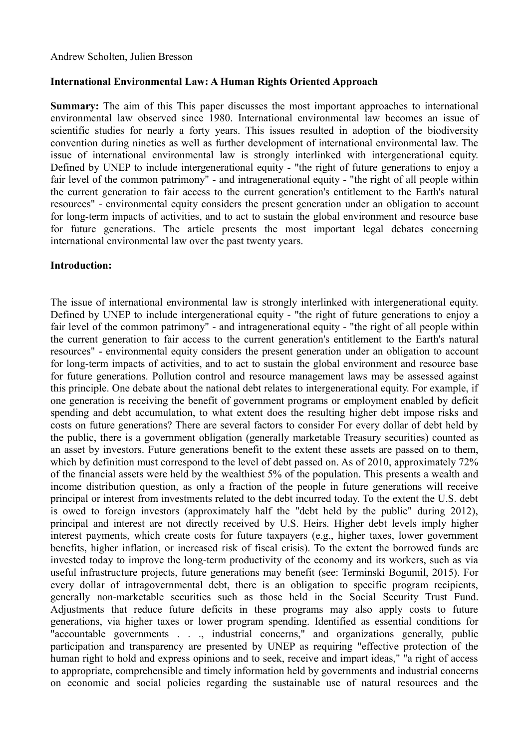Andrew Scholten, Julien Bresson

**International Environmental Law: A Human Rights Oriented Approach**

**Summary:** The aim of this This paper discusses the most important approaches to international environmental law observed since 1980. International environmental law becomes an issue of scientific studies for nearly a forty years. This issues resulted in adoption of the biodiversity convention during nineties as well as further development of international environmental law. The issue of international environmental law is strongly interlinked with intergenerational equity. Defined by UNEP to include intergenerational equity - "the right of future generations to enjoy a fair level of the common patrimony" - and intragenerational equity - "the right of all people within the current generation to fair access to the current generation's entitlement to the Earth's natural resources" - environmental equity considers the present generation under an obligation to account for long-term impacts of activities, and to act to sustain the global environment and resource base for future generations. The article presents the most important legal debates concerning international environmental law over the past twenty years.

**Introduction:**

The issue of international environmental law is strongly interlinked with intergenerational equity. Defined by UNEP to include intergenerational equity - "the right of future generations to enjoy a fair level of the common patrimony" - and intragenerational equity - "the right of all people within the current generation to fair access to the current generation's entitlement to the Earth's natural resources" - environmental equity considers the present generation under an obligation to account for long-term impacts of activities, and to act to sustain the global environment and resource base for future generations. Pollution control and resource management laws may be assessed against this principle. One debate about the national debt relates to intergenerational equity. For example, if one generation is receiving the benefit of government programs or employment enabled by deficit spending and debt accumulation, to what extent does the resulting higher debt impose risks and costs on future generations? There are several factors to consider For every dollar of debt held by the public, there is a government obligation (generally marketable Treasury securities) counted as an asset by investors. Future generations benefit to the extent these assets are passed on to them, which by definition must correspond to the level of debt passed on. As of 2010, approximately 72% of the financial assets were held by the wealthiest 5% of the population. This presents a wealth and income distribution question, as only a fraction of the people in future generations will receive principal or interest from investments related to the debt incurred today. To the extent the U.S. debt is owed to foreign investors (approximately half the "debt held by the public" during 2012), principal and interest are not directly received by U.S. Heirs. Higher debt levels imply higher interest payments, which create costs for future taxpayers (e.g., higher taxes, lower government benefits, higher inflation, or increased risk of fiscal crisis). To the extent the borrowed funds are invested today to improve the long-term productivity of the economy and its workers, such as via useful infrastructure projects, future generations may benefit (see: Terminski Bogumil, 2015). For every dollar of intragovernmental debt, there is an obligation to specific program recipients, generally non-marketable securities such as those held in the Social Security Trust Fund. Adjustments that reduce future deficits in these programs may also apply costs to future generations, via higher taxes or lower program spending. Identified as essential conditions for "accountable governments . . ., industrial concerns," and organizations generally, public participation and transparency are presented by UNEP as requiring "effective protection of the human right to hold and express opinions and to seek, receive and impart ideas," "a right of access to appropriate, comprehensible and timely information held by governments and industrial concerns on economic and social policies regarding the sustainable use of natural resources and the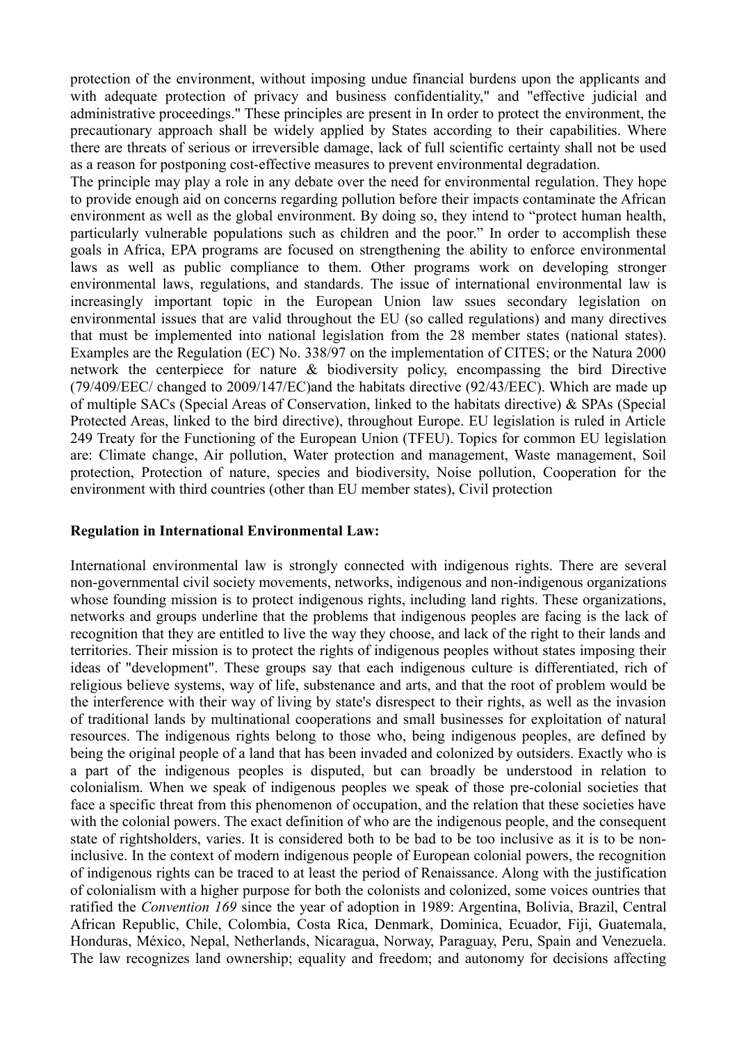protection of the environment, without imposing undue financial burdens upon the applicants and with adequate protection of privacy and business confidentiality," and "effective judicial and administrative proceedings." These principles are present in In order to protect the environment, the precautionary approach shall be widely applied by States according to their capabilities. Where there are threats of serious or irreversible damage, lack of full scientific certainty shall not be used as a reason for postponing cost-effective measures to prevent environmental degradation.

The principle may play a role in any debate over the need for environmental regulation. They hope to provide enough aid on concerns regarding pollution before their impacts contaminate the African environment as well as the global environment. By doing so, they intend to "protect human health, particularly vulnerable populations such as children and the poor." In order to accomplish these goals in Africa, EPA programs are focused on strengthening the ability to enforce environmental laws as well as public compliance to them. Other programs work on developing stronger environmental laws, regulations, and standards. The issue of international environmental law is increasingly important topic in the European Union law ssues secondary legislation on environmental issues that are valid throughout the EU (so called regulations) and many directives that must be implemented into national legislation from the 28 member states (national states). Examples are the Regulation (EC) No. 338/97 on the implementation of CITES; or the Natura 2000 network the centerpiece for nature & biodiversity policy, encompassing the bird Directive (79/409/EEC/ changed to 2009/147/EC)and the habitats directive (92/43/EEC). Which are made up of multiple SACs (Special Areas of Conservation, linked to the habitats directive) & SPAs (Special Protected Areas, linked to the bird directive), throughout Europe. EU legislation is ruled in Article 249 Treaty for the Functioning of the European Union (TFEU). Topics for common EU legislation are: Climate change, Air pollution, Water protection and management, Waste management, Soil protection, Protection of nature, species and biodiversity, Noise pollution, Cooperation for the environment with third countries (other than EU member states), Civil protection

**Regulation in International Environmental Law:**

International environmental law is strongly connected with indigenous rights. There are several non-governmental civil society movements, networks, indigenous and non-indigenous organizations whose founding mission is to protect indigenous rights, including land rights. These organizations, networks and groups underline that the problems that indigenous peoples are facing is the lack of recognition that they are entitled to live the way they choose, and lack of the right to their lands and territories. Their mission is to protect the rights of indigenous peoples without states imposing their ideas of "development". These groups say that each indigenous culture is differentiated, rich of religious believe systems, way of life, substenance and arts, and that the root of problem would be the interference with their way of living by state's disrespect to their rights, as well as the invasion of traditional lands by multinational cooperations and small businesses for exploitation of natural resources. The indigenous rights belong to those who, being indigenous peoples, are defined by being the original people of a land that has been invaded and colonized by outsiders. Exactly who is a part of the indigenous peoples is disputed, but can broadly be understood in relation to colonialism. When we speak of indigenous peoples we speak of those pre-colonial societies that face a specific threat from this phenomenon of occupation, and the relation that these societies have with the colonial powers. The exact definition of who are the indigenous people, and the consequent state of rightsholders, varies. It is considered both to be bad to be too inclusive as it is to be non-inclusive. In the context of modern indigenous people of European colonial powers, the recognition of indigenous rights can be traced to at least the period of Renaissance. Along with the justification of colonialism with a higher purpose for both the colonists and colonized, some voices ountries that ratified the *Convention 169* since the year of adoption in 1989: Argentina, Bolivia, Brazil, Central African Republic, Chile, Colombia, Costa Rica, Denmark, Dominica, Ecuador, Fiji, Guatemala, Honduras, México, Nepal, Netherlands, Nicaragua, Norway, Paraguay, Peru, Spain and Venezuela. The law recognizes land ownership; equality and freedom; and autonomy for decisions affecting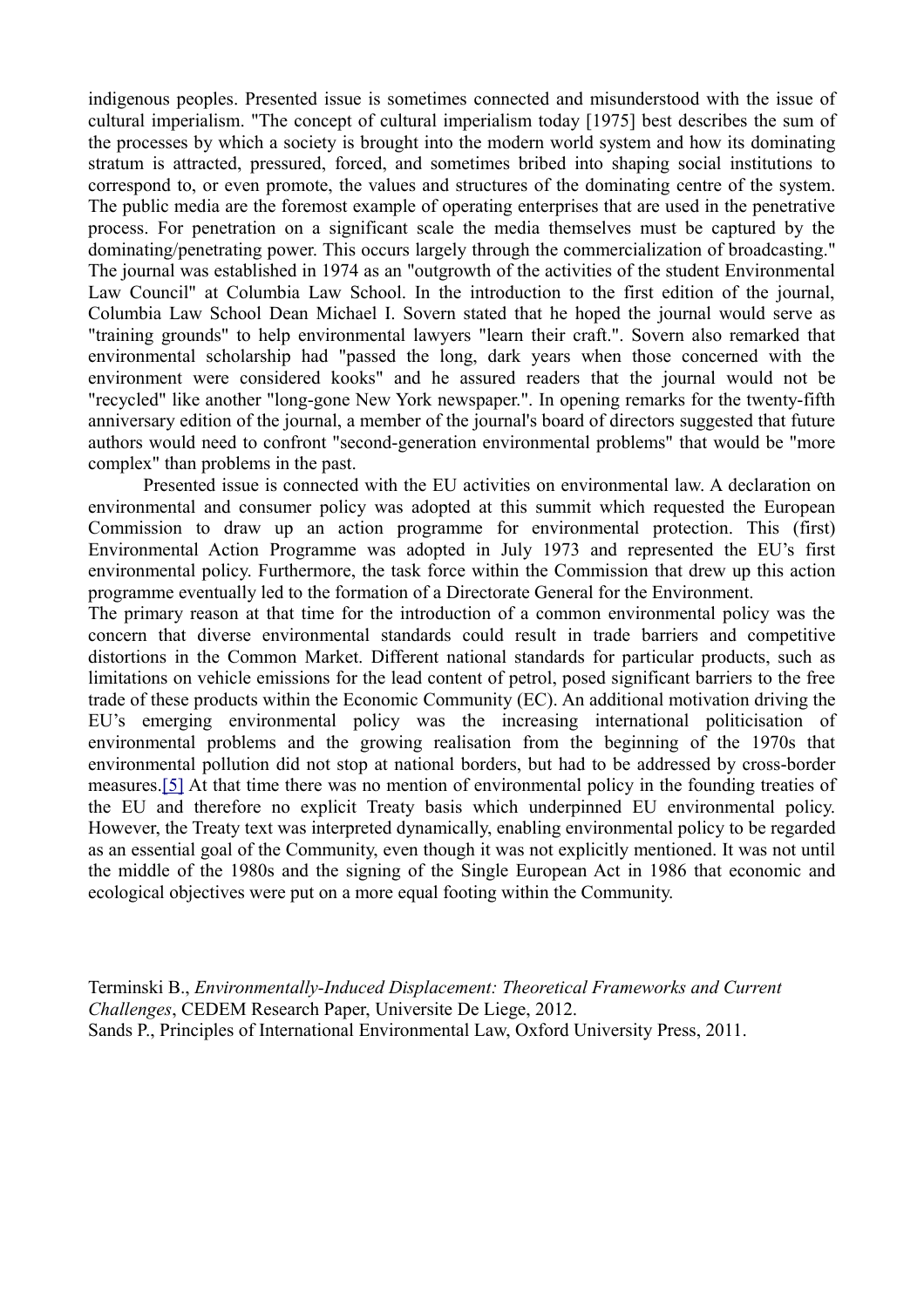indigenous peoples. Presented issue is sometimes connected and misunderstood with the issue of cultural imperialism. "The concept of cultural imperialism today [1975] best describes the sum of the processes by which a society is brought into the modern world system and how its dominating stratum is attracted, pressured, forced, and sometimes bribed into shaping social institutions to correspond to, or even promote, the values and structures of the dominating centre of the system. The public media are the foremost example of operating enterprises that are used in the penetrative process. For penetration on a significant scale the media themselves must be captured by the dominating/penetrating power. This occurs largely through the commercialization of broadcasting." The journal was established in 1974 as an "outgrowth of the activities of the student Environmental Law Council" at Columbia Law School. In the introduction to the first edition of the journal, Columbia Law School Dean Michael I. Sovern stated that he hoped the journal would serve as "training grounds" to help environmental lawyers "learn their craft.". Sovern also remarked that environmental scholarship had "passed the long, dark years when those concerned with the environment were considered kooks" and he assured readers that the journal would not be "recycled" like another "long-gone New York newspaper.". In opening remarks for the twenty-fifth anniversary edition of the journal, a member of the journal's board of directors suggested that future authors would need to confront "second-generation environmental problems" that would be "more complex" than problems in the past.

Presented issue is connected with the EU activities on environmental law. A declaration on environmental and consumer policy was adopted at this summit which requested the European Commission to draw up an action programme for environmental protection. This (first) Environmental Action Programme was adopted in July 1973 and represented the EU's first environmental policy. Furthermore, the task force within the Commission that drew up this action programme eventually led to the formation of a Directorate General for the Environment.

The primary reason at that time for the introduction of a common environmental policy was the concern that diverse environmental standards could result in trade barriers and competitive distortions in the Common Market. Different national standards for particular products, such as limitations on vehicle emissions for the lead content of petrol, posed significant barriers to the free trade of these products within the Economic Community (EC). An additional motivation driving the EU's emerging environmental policy was the increasing international politicisation of environmental problems and the growing realisation from the beginning of the 1970s that environmental pollution did not stop at national borders, but had to be addressed by cross-border measures.[5] At that time there was no mention of environmental policy in the founding treaties of the EU and therefore no explicit Treaty basis which underpinned EU environmental policy. However, the Treaty text was interpreted dynamically, enabling environmental policy to be regarded as an essential goal of the Community, even though it was not explicitly mentioned. It was not until the middle of the 1980s and the signing of the Single European Act in 1986 that economic and ecological objectives were put on a more equal footing within the Community.

Terminski B., *Environmentally-Induced Displacement: Theoretical Frameworks and Current Challenges*, CEDEM Research Paper, Universite De Liege, 2012.

Sands P., Principles of International Environmental Law, Oxford University Press, 2011.